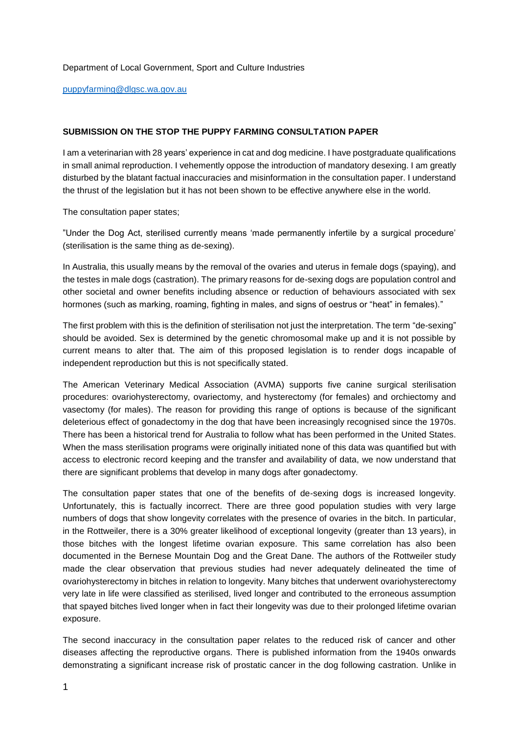Department of Local Government, Sport and Culture Industries

puppyfarming@dlgsc.wa.gov.au

**SUBMISSION ON THE STOP THE PUPPY FARMING CONSULTATION PAPER**

I am a veterinarian with 28 years' experience in cat and dog medicine. I have postgraduate qualifications in small animal reproduction. I vehemently oppose the introduction of mandatory desexing. I am greatly disturbed by the blatant factual inaccuracies and misinformation in the consultation paper. I understand the thrust of the legislation but it has not been shown to be effective anywhere else in the world.

The consultation paper states;

"Under the Dog Act, sterilised currently means 'made permanently infertile by a surgical procedure' (sterilisation is the same thing as de-sexing).

In Australia, this usually means by the removal of the ovaries and uterus in female dogs (spaying), and the testes in male dogs (castration). The primary reasons for de-sexing dogs are population control and other societal and owner benefits including absence or reduction of behaviours associated with sex hormones (such as marking, roaming, fighting in males, and signs of oestrus or "heat" in females)."

The first problem with this is the definition of sterilisation not just the interpretation. The term "de-sexing" should be avoided. Sex is determined by the genetic chromosomal make up and it is not possible by current means to alter that. The aim of this proposed legislation is to render dogs incapable of independent reproduction but this is not specifically stated.

The American Veterinary Medical Association (AVMA) supports five canine surgical sterilisation procedures: ovariohysterectomy, ovariectomy, and hysterectomy (for females) and orchiectomy and vasectomy (for males). The reason for providing this range of options is because of the significant deleterious effect of gonadectomy in the dog that have been increasingly recognised since the 1970s. There has been a historical trend for Australia to follow what has been performed in the United States. When the mass sterilisation programs were originally initiated none of this data was quantified but with access to electronic record keeping and the transfer and availability of data, we now understand that there are significant problems that develop in many dogs after gonadectomy.

The consultation paper states that one of the benefits of de-sexing dogs is increased longevity. Unfortunately, this is factually incorrect. There are three good population studies with very large numbers of dogs that show longevity correlates with the presence of ovaries in the bitch. In particular, in the Rottweiler, there is a 30% greater likelihood of exceptional longevity (greater than 13 years), in those bitches with the longest lifetime ovarian exposure. This same correlation has also been documented in the Bernese Mountain Dog and the Great Dane. The authors of the Rottweiler study made the clear observation that previous studies had never adequately delineated the time of ovariohysterectomy in bitches in relation to longevity. Many bitches that underwent ovariohysterectomy very late in life were classified as sterilised, lived longer and contributed to the erroneous assumption that spayed bitches lived longer when in fact their longevity was due to their prolonged lifetime ovarian exposure.

The second inaccuracy in the consultation paper relates to the reduced risk of cancer and other diseases affecting the reproductive organs. There is published information from the 1940s onwards demonstrating a significant increase risk of prostatic cancer in the dog following castration. Unlike in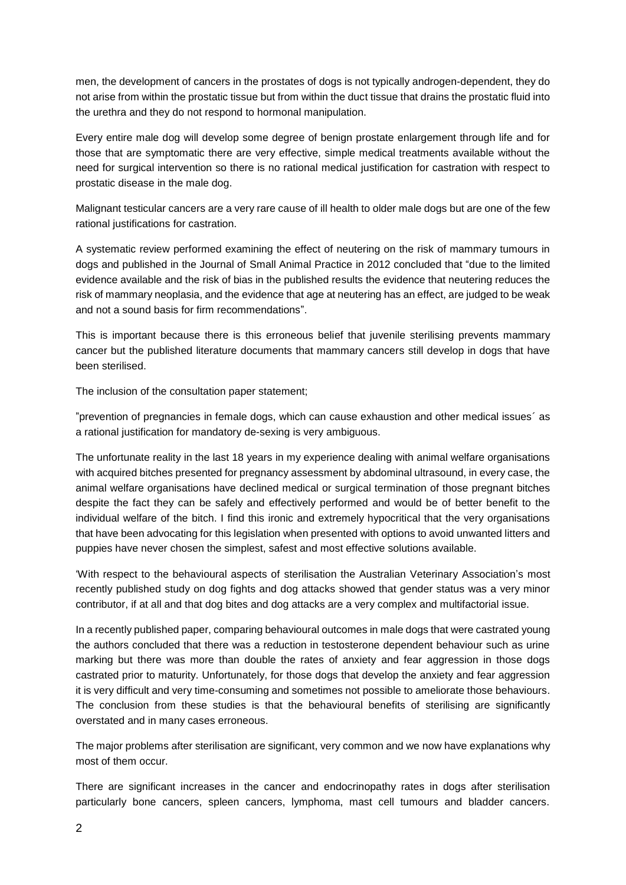men, the development of cancers in the prostates of dogs is not typically androgen-dependent, they do not arise from within the prostatic tissue but from within the duct tissue that drains the prostatic fluid into the urethra and they do not respond to hormonal manipulation.

Every entire male dog will develop some degree of benign prostate enlargement through life and for those that are symptomatic there are very effective, simple medical treatments available without the need for surgical intervention so there is no rational medical justification for castration with respect to prostatic disease in the male dog.

Malignant testicular cancers are a very rare cause of ill health to older male dogs but are one of the few rational justifications for castration.

A systematic review performed examining the effect of neutering on the risk of mammary tumours in dogs and published in the Journal of Small Animal Practice in 2012 concluded that "due to the limited evidence available and the risk of bias in the published results the evidence that neutering reduces the risk of mammary neoplasia, and the evidence that age at neutering has an effect, are judged to be weak and not a sound basis for firm recommendations".

This is important because there is this erroneous belief that juvenile sterilising prevents mammary cancer but the published literature documents that mammary cancers still develop in dogs that have been sterilised.

The inclusion of the consultation paper statement;

"prevention of pregnancies in female dogs, which can cause exhaustion and other medical issues´ as a rational justification for mandatory de-sexing is very ambiguous.

The unfortunate reality in the last 18 years in my experience dealing with animal welfare organisations with acquired bitches presented for pregnancy assessment by abdominal ultrasound, in every case, the animal welfare organisations have declined medical or surgical termination of those pregnant bitches despite the fact they can be safely and effectively performed and would be of better benefit to the individual welfare of the bitch. I find this ironic and extremely hypocritical that the very organisations that have been advocating for this legislation when presented with options to avoid unwanted litters and puppies have never chosen the simplest, safest and most effective solutions available.

'With respect to the behavioural aspects of sterilisation the Australian Veterinary Association's most recently published study on dog fights and dog attacks showed that gender status was a very minor contributor, if at all and that dog bites and dog attacks are a very complex and multifactorial issue.

In a recently published paper, comparing behavioural outcomes in male dogs that were castrated young the authors concluded that there was a reduction in testosterone dependent behaviour such as urine marking but there was more than double the rates of anxiety and fear aggression in those dogs castrated prior to maturity. Unfortunately, for those dogs that develop the anxiety and fear aggression it is very difficult and very time-consuming and sometimes not possible to ameliorate those behaviours. The conclusion from these studies is that the behavioural benefits of sterilising are significantly overstated and in many cases erroneous.

The major problems after sterilisation are significant, very common and we now have explanations why most of them occur.

There are significant increases in the cancer and endocrinopathy rates in dogs after sterilisation particularly bone cancers, spleen cancers, lymphoma, mast cell tumours and bladder cancers.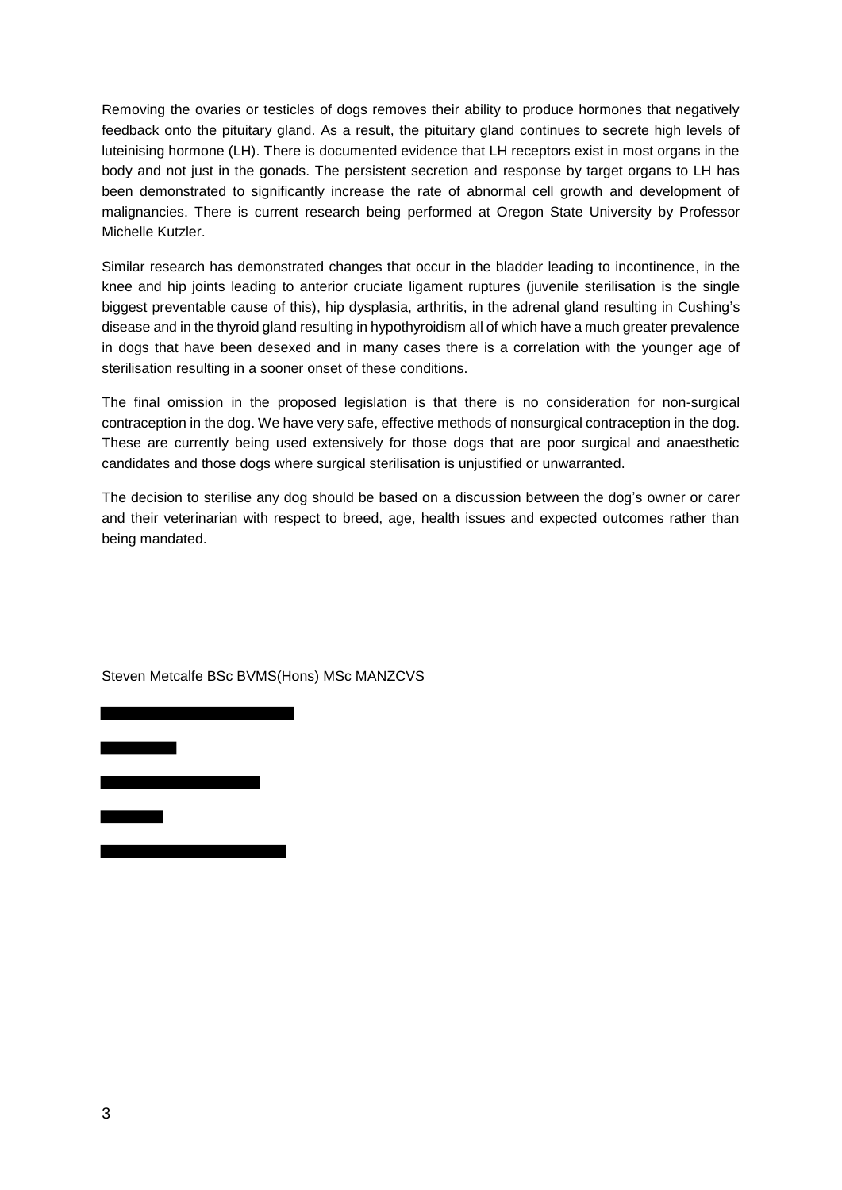Removing the ovaries or testicles of dogs removes their ability to produce hormones that negatively feedback onto the pituitary gland. As a result, the pituitary gland continues to secrete high levels of luteinising hormone (LH). There is documented evidence that LH receptors exist in most organs in the body and not just in the gonads. The persistent secretion and response by target organs to LH has been demonstrated to significantly increase the rate of abnormal cell growth and development of malignancies. There is current research being performed at Oregon State University by Professor Michelle Kutzler.

Similar research has demonstrated changes that occur in the bladder leading to incontinence, in the knee and hip joints leading to anterior cruciate ligament ruptures (juvenile sterilisation is the single biggest preventable cause of this), hip dysplasia, arthritis, in the adrenal gland resulting in Cushing's disease and in the thyroid gland resulting in hypothyroidism all of which have a much greater prevalence in dogs that have been desexed and in many cases there is a correlation with the younger age of sterilisation resulting in a sooner onset of these conditions.

The final omission in the proposed legislation is that there is no consideration for non-surgical contraception in the dog. We have very safe, effective methods of nonsurgical contraception in the dog. These are currently being used extensively for those dogs that are poor surgical and anaesthetic candidates and those dogs where surgical sterilisation is unjustified or unwarranted.

The decision to sterilise any dog should be based on a discussion between the dog's owner or carer and their veterinarian with respect to breed, age, health issues and expected outcomes rather than being mandated.

Steven Metcalfe BSc BVMS(Hons) MSc MANZCVS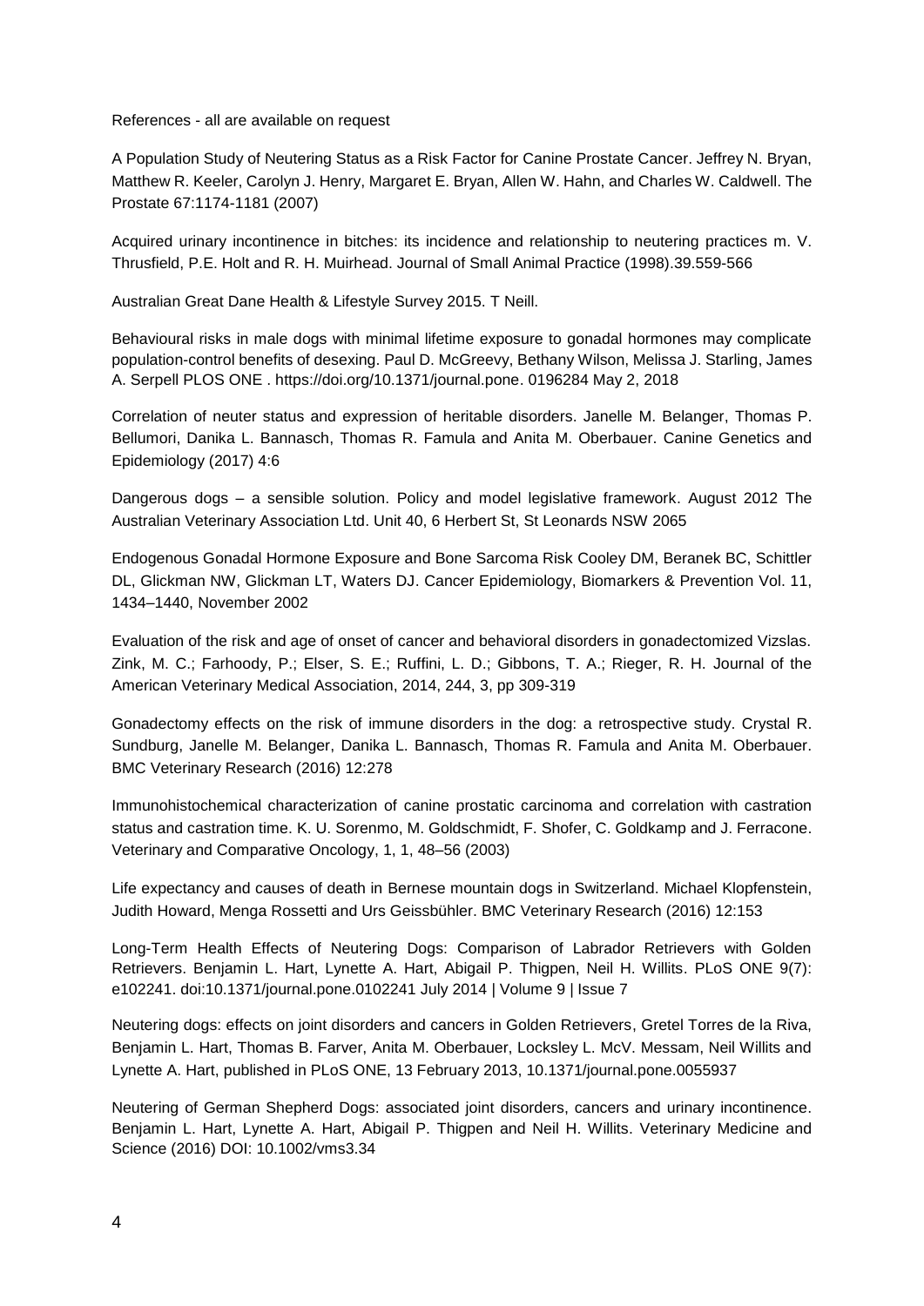References - all are available on request

A Population Study of Neutering Status as a Risk Factor for Canine Prostate Cancer. Jeffrey N. Bryan, Matthew R. Keeler, Carolyn J. Henry, Margaret E. Bryan, Allen W. Hahn, and Charles W. Caldwell. The Prostate 67:1174-1181 (2007)

Acquired urinary incontinence in bitches: its incidence and relationship to neutering practices m. V. Thrusfield, P.E. Holt and R. H. Muirhead. Journal of Small Animal Practice (1998).39.559-566

Australian Great Dane Health & Lifestyle Survey 2015. T Neill.

Behavioural risks in male dogs with minimal lifetime exposure to gonadal hormones may complicate population-control benefits of desexing. Paul D. McGreevy, Bethany Wilson, Melissa J. Starling, James A. Serpell PLOS ONE . https://doi.org/10.1371/journal.pone. 0196284 May 2, 2018

Correlation of neuter status and expression of heritable disorders. Janelle M. Belanger, Thomas P. Bellumori, Danika L. Bannasch, Thomas R. Famula and Anita M. Oberbauer. Canine Genetics and Epidemiology (2017) 4:6

Dangerous dogs – a sensible solution. Policy and model legislative framework. August 2012 The Australian Veterinary Association Ltd. Unit 40, 6 Herbert St, St Leonards NSW 2065

Endogenous Gonadal Hormone Exposure and Bone Sarcoma Risk Cooley DM, Beranek BC, Schittler DL, Glickman NW, Glickman LT, Waters DJ. Cancer Epidemiology, Biomarkers & Prevention Vol. 11, 1434–1440, November 2002

Evaluation of the risk and age of onset of cancer and behavioral disorders in gonadectomized Vizslas. Zink, M. C.; Farhoody, P.; Elser, S. E.; Ruffini, L. D.; Gibbons, T. A.; Rieger, R. H. Journal of the American Veterinary Medical Association, 2014, 244, 3, pp 309-319

Gonadectomy effects on the risk of immune disorders in the dog: a retrospective study. Crystal R. Sundburg, Janelle M. Belanger, Danika L. Bannasch, Thomas R. Famula and Anita M. Oberbauer. BMC Veterinary Research (2016) 12:278

Immunohistochemical characterization of canine prostatic carcinoma and correlation with castration status and castration time. K. U. Sorenmo, M. Goldschmidt, F. Shofer, C. Goldkamp and J. Ferracone. Veterinary and Comparative Oncology, 1, 1, 48–56 (2003)

Life expectancy and causes of death in Bernese mountain dogs in Switzerland. Michael Klopfenstein, Judith Howard, Menga Rossetti and Urs Geissbühler. BMC Veterinary Research (2016) 12:153

Long-Term Health Effects of Neutering Dogs: Comparison of Labrador Retrievers with Golden Retrievers. Benjamin L. Hart, Lynette A. Hart, Abigail P. Thigpen, Neil H. Willits. PLoS ONE 9(7): e102241. doi:10.1371/journal.pone.0102241 July 2014 | Volume 9 | Issue 7

Neutering dogs: effects on joint disorders and cancers in Golden Retrievers, Gretel Torres de la Riva, Benjamin L. Hart, Thomas B. Farver, Anita M. Oberbauer, Locksley L. McV. Messam, Neil Willits and Lynette A. Hart, published in PLoS ONE, 13 February 2013, 10.1371/journal.pone.0055937

Neutering of German Shepherd Dogs: associated joint disorders, cancers and urinary incontinence. Benjamin L. Hart, Lynette A. Hart, Abigail P. Thigpen and Neil H. Willits. Veterinary Medicine and Science (2016) DOI: 10.1002/vms3.34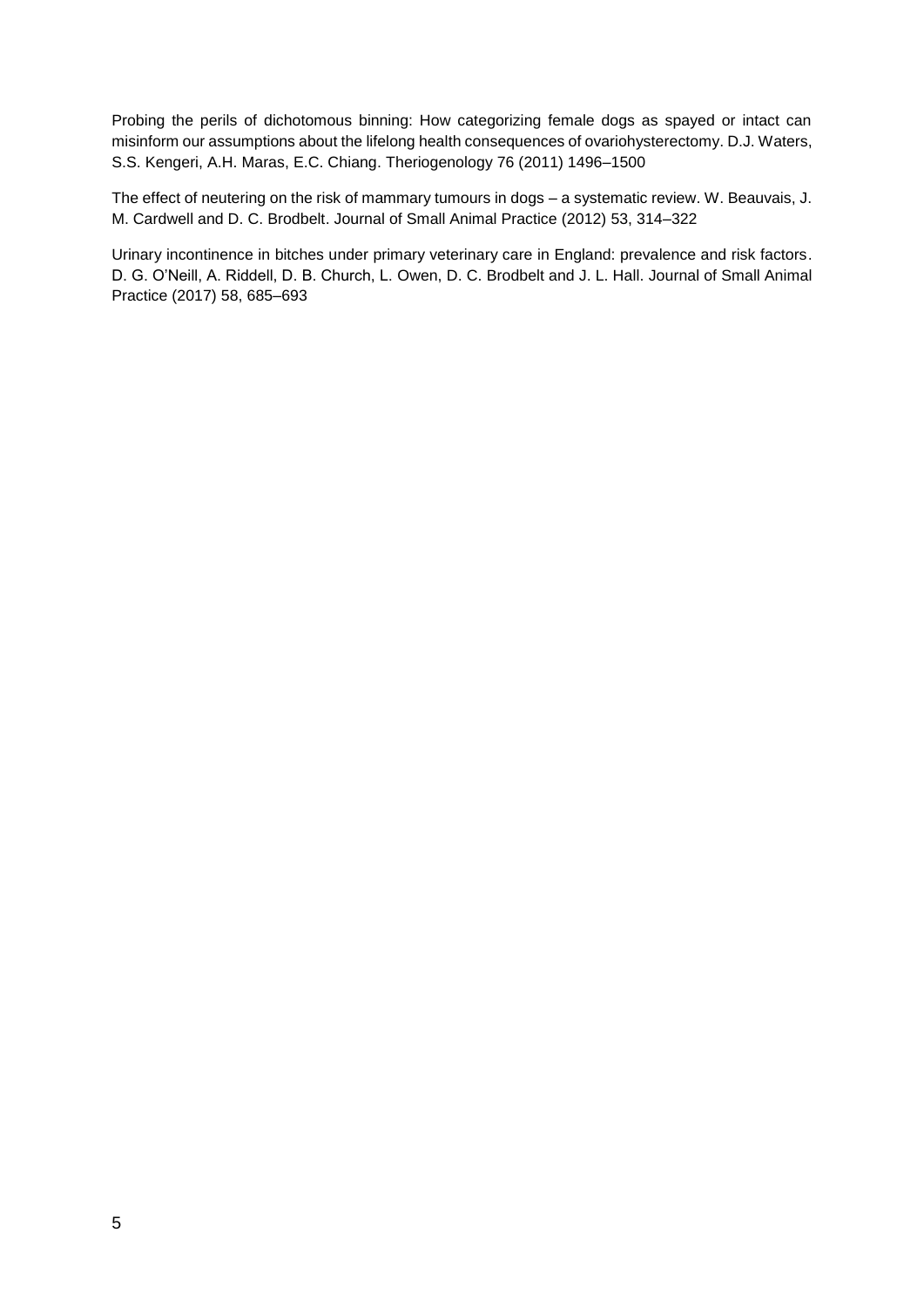Probing the perils of dichotomous binning: How categorizing female dogs as spayed or intact can misinform our assumptions about the lifelong health consequences of ovariohysterectomy. D.J. Waters, S.S. Kengeri, A.H. Maras, E.C. Chiang. Theriogenology 76 (2011) 1496–1500

The effect of neutering on the risk of mammary tumours in dogs – a systematic review. W. Beauvais, J. M. Cardwell and D. C. Brodbelt. Journal of Small Animal Practice (2012) 53, 314–322

Urinary incontinence in bitches under primary veterinary care in England: prevalence and risk factors. D. G. O'Neill, A. Riddell, D. B. Church, L. Owen, D. C. Brodbelt and J. L. Hall. Journal of Small Animal Practice (2017) 58, 685–693